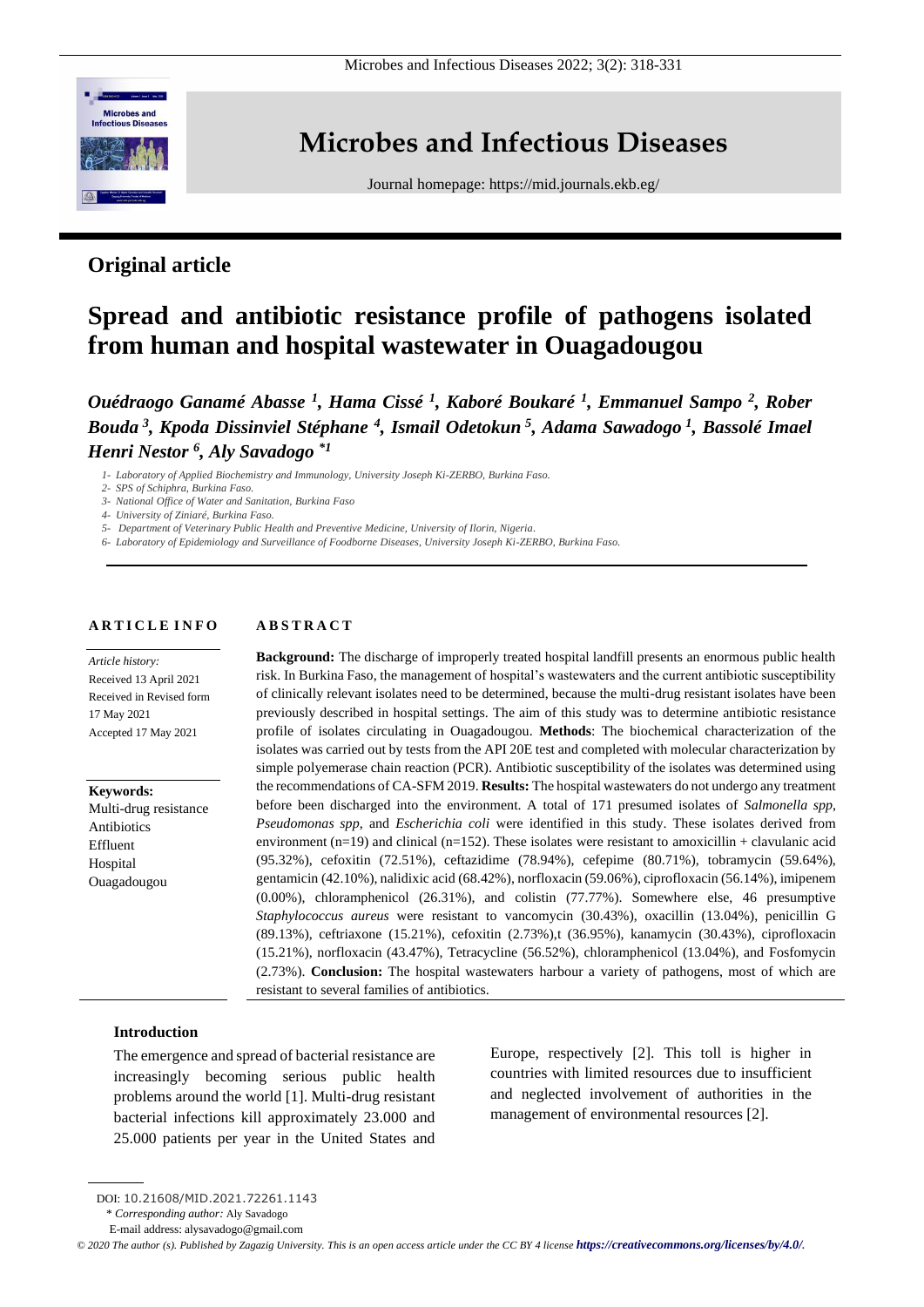# Microbes and Infectious Diseases

Journal homepage: https://mid.journals.ekb.eg/

## Original article

# Spread and antibiotic resistance profile of pathogens isolated from human and hospital wastewater in Ouagadougou

***Ouédraogo Ganamé Abasse [1], Hama Cissé [1], Kaboré Boukaré [1], Emmanuel Sampo [2], Rober Bouda [3], Kpoda Dissinviel Stéphane [4], Ismail Odetokun [5], Adama Sawadogo [1], Bassolé Imael Henri Nestor [6], Aly Savadogo [*1]***

*1- Laboratory of Applied Biochemistry and Immunology, University Joseph Ki-ZERBO, Burkina Faso.*
*2- SPS of Schiphra, Burkina Faso.*
*3- National Office of Water and Sanitation, Burkina Faso*
*4- University of Ziniaré, Burkina Faso.*
*5- Department of Veterinary Public Health and Preventive Medicine, University of Ilorin, Nigeria.*
*6- Laboratory of Epidemiology and Surveillance of Foodborne Diseases, University Joseph Ki-ZERBO, Burkina Faso.*

### ARTICLE INFO

*Article history:*
Received 13 April 2021
Received in Revised form 17 May 2021
Accepted 17 May 2021

**Keywords:**
Multi-drug resistance
Antibiotics
Effluent
Hospital
Ouagadougou

### ABSTRACT

**Background:** The discharge of improperly treated hospital landfill presents an enormous public health risk. In Burkina Faso, the management of hospital's wastewaters and the current antibiotic susceptibility of clinically relevant isolates need to be determined, because the multi-drug resistant isolates have been previously described in hospital settings. The aim of this study was to determine antibiotic resistance profile of isolates circulating in Ouagadougou. **Methods**: The biochemical characterization of the isolates was carried out by tests from the API 20E test and completed with molecular characterization by simple polyemerase chain reaction (PCR). Antibiotic susceptibility of the isolates was determined using the recommendations of CA-SFM 2019. **Results:** The hospital wastewaters do not undergo any treatment before been discharged into the environment. A total of 171 presumed isolates of *Salmonella spp, Pseudomonas spp*, and *Escherichia coli* were identified in this study. These isolates derived from environment (n=19) and clinical (n=152). These isolates were resistant to amoxicillin + clavulanic acid (95.32%), cefoxitin (72.51%), ceftazidime (78.94%), cefepime (80.71%), tobramycin (59.64%), gentamicin (42.10%), nalidixic acid (68.42%), norfloxacin (59.06%), ciprofloxacin (56.14%), imipenem (0.00%), chloramphenicol (26.31%), and colistin (77.77%). Somewhere else, 46 presumptive *Staphylococcus aureus* were resistant to vancomycin (30.43%), oxacillin (13.04%), penicillin G (89.13%), ceftriaxone (15.21%), cefoxitin (2.73%),t (36.95%), kanamycin (30.43%), ciprofloxacin (15.21%), norfloxacin (43.47%), Tetracycline (56.52%), chloramphenicol (13.04%), and Fosfomycin (2.73%). **Conclusion:** The hospital wastewaters harbour a variety of pathogens, most of which are resistant to several families of antibiotics.

### Introduction

The emergence and spread of bacterial resistance are increasingly becoming serious public health problems around the world [1]. Multi-drug resistant bacterial infections kill approximately 23.000 and 25.000 patients per year in the United States and Europe, respectively [2]. This toll is higher in countries with limited resources due to insufficient and neglected involvement of authorities in the management of environmental resources [2].

DOI: 10.21608/MID.2021.72261.1143
\* *Corresponding author:* Aly Savadogo
E-mail address: alysavadogo@gmail.com

*© 2020 The author (s). Published by Zagazig University. This is an open access article under the CC BY 4 license* ***https://creativecommons.org/licenses/by/4.0/.***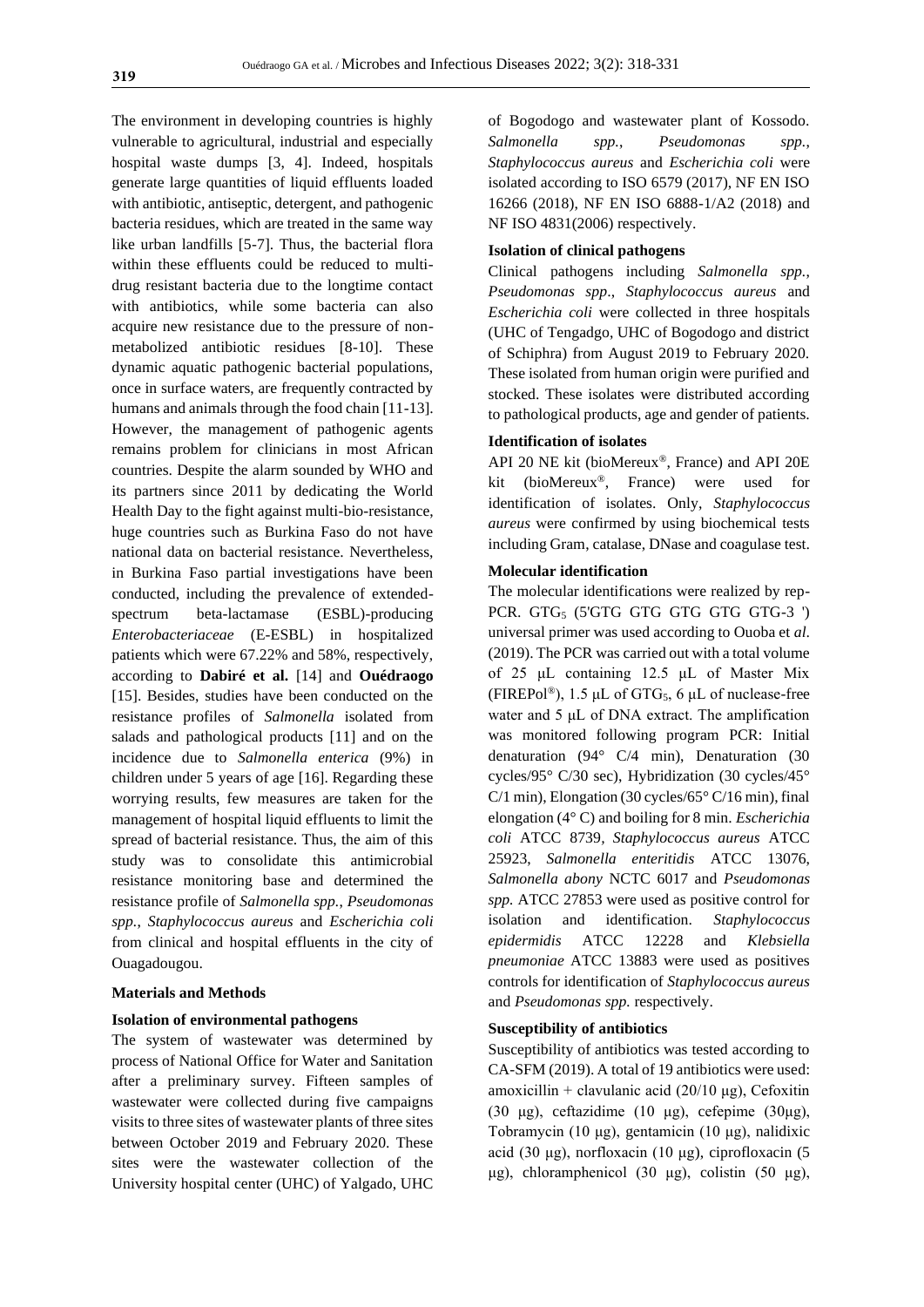The environment in developing countries is highly vulnerable to agricultural, industrial and especially hospital waste dumps [3, 4]. Indeed, hospitals generate large quantities of liquid effluents loaded with antibiotic, antiseptic, detergent, and pathogenic bacteria residues, which are treated in the same way like urban landfills [5-7]. Thus, the bacterial flora within these effluents could be reduced to multi-drug resistant bacteria due to the longtime contact with antibiotics, while some bacteria can also acquire new resistance due to the pressure of non-metabolized antibiotic residues [8-10]. These dynamic aquatic pathogenic bacterial populations, once in surface waters, are frequently contracted by humans and animals through the food chain [11-13]. However, the management of pathogenic agents remains problem for clinicians in most African countries. Despite the alarm sounded by WHO and its partners since 2011 by dedicating the World Health Day to the fight against multi-bio-resistance, huge countries such as Burkina Faso do not have national data on bacterial resistance. Nevertheless, in Burkina Faso partial investigations have been conducted, including the prevalence of extended-spectrum beta-lactamase (ESBL)-producing *Enterobacteriaceae* (E-ESBL) in hospitalized patients which were 67.22% and 58%, respectively, according to **Dabiré et al.** [14] and **Ouédraogo** [15]. Besides, studies have been conducted on the resistance profiles of *Salmonella* isolated from salads and pathological products [11] and on the incidence due to *Salmonella enterica* (9%) in children under 5 years of age [16]. Regarding these worrying results, few measures are taken for the management of hospital liquid effluents to limit the spread of bacterial resistance. Thus, the aim of this study was to consolidate this antimicrobial resistance monitoring base and determined the resistance profile of *Salmonella spp.*, *Pseudomonas spp.*, *Staphylococcus aureus* and *Escherichia coli* from clinical and hospital effluents in the city of Ouagadougou.

## Materials and Methods

### Isolation of environmental pathogens

The system of wastewater was determined by process of National Office for Water and Sanitation after a preliminary survey. Fifteen samples of wastewater were collected during five campaigns visits to three sites of wastewater plants of three sites between October 2019 and February 2020. These sites were the wastewater collection of the University hospital center (UHC) of Yalgado, UHC of Bogodogo and wastewater plant of Kossodo. *Salmonella spp.*, *Pseudomonas spp.*, *Staphylococcus aureus* and *Escherichia coli* were isolated according to ISO 6579 (2017), NF EN ISO 16266 (2018), NF EN ISO 6888-1/A2 (2018) and NF ISO 4831(2006) respectively.

### Isolation of clinical pathogens

Clinical pathogens including *Salmonella spp.*, *Pseudomonas spp*., *Staphylococcus aureus* and *Escherichia coli* were collected in three hospitals (UHC of Tengadgo, UHC of Bogodogo and district of Schiphra) from August 2019 to February 2020. These isolated from human origin were purified and stocked. These isolates were distributed according to pathological products, age and gender of patients.

### Identification of isolates

API 20 NE kit (bioMereux®, France) and API 20E kit (bioMereux®, France) were used for identification of isolates. Only, *Staphylococcus aureus* were confirmed by using biochemical tests including Gram, catalase, DNase and coagulase test.

### Molecular identification

The molecular identifications were realized by rep-PCR. $GTG_5$ (5'GTG GTG GTG GTG GTG-3 ') universal primer was used according to Ouoba et *al.* (2019). The PCR was carried out with a total volume of 25 µL containing 12.5 µL of Master Mix (FIREPol®), 1.5 µL of $GTG_5$, 6 µL of nuclease-free water and 5 µL of DNA extract. The amplification was monitored following program PCR: Initial denaturation (94° C/4 min), Denaturation (30 cycles/95° C/30 sec), Hybridization (30 cycles/45° C/1 min), Elongation (30 cycles/65° C/16 min), final elongation (4° C) and boiling for 8 min. *Escherichia coli* ATCC 8739, *Staphylococcus aureus* ATCC 25923, *Salmonella enteritidis* ATCC 13076, *Salmonella abony* NCTC 6017 and *Pseudomonas spp.* ATCC 27853 were used as positive control for isolation and identification. *Staphylococcus epidermidis* ATCC 12228 and *Klebsiella pneumoniae* ATCC 13883 were used as positives controls for identification of *Staphylococcus aureus* and *Pseudomonas spp.* respectively.

### Susceptibility of antibiotics

Susceptibility of antibiotics was tested according to CA-SFM (2019). A total of 19 antibiotics were used: amoxicillin + clavulanic acid (20/10 µg), Cefoxitin (30 µg), ceftazidime (10 µg), cefepime (30µg), Tobramycin (10 µg), gentamicin (10 µg), nalidixic acid (30 µg), norfloxacin (10 µg), ciprofloxacin (5 µg), chloramphenicol (30 µg), colistin (50 µg),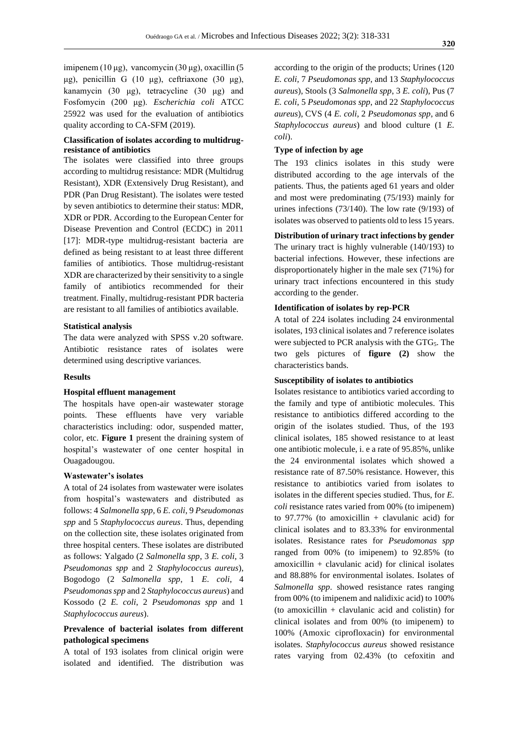imipenem (10 μg), vancomycin (30 μg), oxacillin (5 μg), penicillin G (10 μg), ceftriaxone (30 μg), kanamycin (30 μg), tetracycline (30 μg) and Fosfomycin (200 μg). *Escherichia coli* ATCC 25922 was used for the evaluation of antibiotics quality according to CA-SFM (2019).

**Classification of isolates according to multidrug-resistance of antibiotics**

The isolates were classified into three groups according to multidrug resistance: MDR (Multidrug Resistant), XDR (Extensively Drug Resistant), and PDR (Pan Drug Resistant). The isolates were tested by seven antibiotics to determine their status: MDR, XDR or PDR. According to the European Center for Disease Prevention and Control (ECDC) in 2011 [17]: MDR-type multidrug-resistant bacteria are defined as being resistant to at least three different families of antibiotics. Those multidrug-resistant XDR are characterized by their sensitivity to a single family of antibiotics recommended for their treatment. Finally, multidrug-resistant PDR bacteria are resistant to all families of antibiotics available.

**Statistical analysis**

The data were analyzed with SPSS v.20 software. Antibiotic resistance rates of isolates were determined using descriptive variances.

## Results

**Hospital effluent management**

The hospitals have open-air wastewater storage points. These effluents have very variable characteristics including: odor, suspended matter, color, etc. **Figure 1** present the draining system of hospital's wastewater of one center hospital in Ouagadougou.

**Wastewater's isolates**

A total of 24 isolates from wastewater were isolates from hospital's wastewaters and distributed as follows: 4 *Salmonella spp*, 6 *E. coli*, 9 *Pseudomonas spp* and 5 *Staphylococcus aureus*. Thus, depending on the collection site, these isolates originated from three hospital centers. These isolates are distributed as follows: Yalgado (2 *Salmonella spp*, 3 *E. coli*, 3 *Pseudomonas spp* and 2 *Staphylococcus aureus*), Bogodogo (2 *Salmonella spp*, 1 *E. coli*, 4 *Pseudomonas spp* and 2 *Staphylococcus aureus*) and Kossodo (2 *E. coli*, 2 *Pseudomonas spp* and 1 *Staphylococcus aureus*).

**Prevalence of bacterial isolates from different pathological specimens**

A total of 193 isolates from clinical origin were isolated and identified. The distribution was according to the origin of the products; Urines (120 *E. coli*, 7 *Pseudomonas spp*, and 13 *Staphylococcus aureus*), Stools (3 *Salmonella spp*, 3 *E. coli*), Pus (7 *E. coli*, 5 *Pseudomonas spp*, and 22 *Staphylococcus aureus*), CVS (4 *E. coli*, 2 *Pseudomonas spp*, and 6 *Staphylococcus aureus*) and blood culture (1 *E. coli*).

**Type of infection by age**

The 193 clinics isolates in this study were distributed according to the age intervals of the patients. Thus, the patients aged 61 years and older and most were predominating (75/193) mainly for urines infections (73/140). The low rate (9/193) of isolates was observed to patients old to less 15 years.

**Distribution of urinary tract infections by gender**

The urinary tract is highly vulnerable (140/193) to bacterial infections. However, these infections are disproportionately higher in the male sex (71%) for urinary tract infections encountered in this study according to the gender.

**Identification of isolates by rep-PCR**

A total of 224 isolates including 24 environmental isolates, 193 clinical isolates and 7 reference isolates were subjected to PCR analysis with the $GTG_5$. The two gels pictures of **figure (2)** show the characteristics bands.

**Susceptibility of isolates to antibiotics**

Isolates resistance to antibiotics varied according to the family and type of antibiotic molecules. This resistance to antibiotics differed according to the origin of the isolates studied. Thus, of the 193 clinical isolates, 185 showed resistance to at least one antibiotic molecule, i. e a rate of 95.85%, unlike the 24 environmental isolates which showed a resistance rate of 87.50% resistance. However, this resistance to antibiotics varied from isolates to isolates in the different species studied. Thus, for *E. coli* resistance rates varied from 00% (to imipenem) to 97.77% (to amoxicillin + clavulanic acid) for clinical isolates and to 83.33% for environmental isolates. Resistance rates for *Pseudomonas spp* ranged from 00% (to imipenem) to 92.85% (to amoxicillin + clavulanic acid) for clinical isolates and 88.88% for environmental isolates. Isolates of *Salmonella spp*. showed resistance rates ranging from 00% (to imipenem and nalidixic acid) to 100% (to amoxicillin + clavulanic acid and colistin) for clinical isolates and from 00% (to imipenem) to 100% (Amoxic ciprofloxacin) for environmental isolates. *Staphylococcus aureus* showed resistance rates varying from 02.43% (to cefoxitin and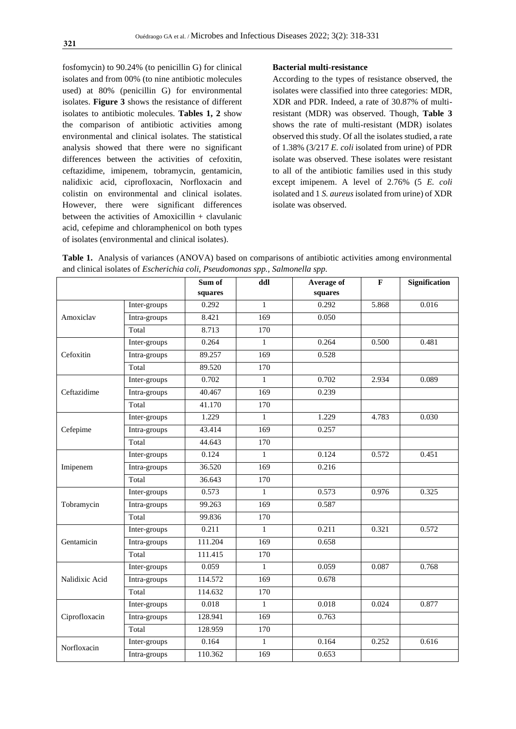fosfomycin) to 90.24% (to penicillin G) for clinical isolates and from 00% (to nine antibiotic molecules used) at 80% (penicillin G) for environmental isolates. **Figure 3** shows the resistance of different isolates to antibiotic molecules. **Tables 1, 2** show the comparison of antibiotic activities among environmental and clinical isolates. The statistical analysis showed that there were no significant differences between the activities of cefoxitin, ceftazidime, imipenem, tobramycin, gentamicin, nalidixic acid, ciprofloxacin, Norfloxacin and colistin on environmental and clinical isolates. However, there were significant differences between the activities of Amoxicillin + clavulanic acid, cefepime and chloramphenicol on both types of isolates (environmental and clinical isolates).

**Bacterial multi-resistance**

According to the types of resistance observed, the isolates were classified into three categories: MDR, XDR and PDR. Indeed, a rate of 30.87% of multi-resistant (MDR) was observed. Though, **Table 3** shows the rate of multi-resistant (MDR) isolates observed this study. Of all the isolates studied, a rate of 1.38% (3/217 *E. coli* isolated from urine) of PDR isolate was observed. These isolates were resistant to all of the antibiotic families used in this study except imipenem. A level of 2.76% (5 *E. coli* isolated and 1 *S. aureus* isolated from urine) of XDR isolate was observed.

**Table 1.** Analysis of variances (ANOVA) based on comparisons of antibiotic activities among environmental and clinical isolates of *Escherichia coli, Pseudomonas spp., Salmonella spp.*

| | | Sum of squares | ddl | Average of squares | F | Signification |
|---|---|---|---|---|---|---|
| Amoxiclav | Inter-groups | 0.292 | 1 | 0.292 | 5.868 | 0.016 |
| | Intra-groups | 8.421 | 169 | 0.050 | | |
| | Total | 8.713 | 170 | | | |
| Cefoxitin | Inter-groups | 0.264 | 1 | 0.264 | 0.500 | 0.481 |
| | Intra-groups | 89.257 | 169 | 0.528 | | |
| | Total | 89.520 | 170 | | | |
| Ceftazidime | Inter-groups | 0.702 | 1 | 0.702 | 2.934 | 0.089 |
| | Intra-groups | 40.467 | 169 | 0.239 | | |
| | Total | 41.170 | 170 | | | |
| Cefepime | Inter-groups | 1.229 | 1 | 1.229 | 4.783 | 0.030 |
| | Intra-groups | 43.414 | 169 | 0.257 | | |
| | Total | 44.643 | 170 | | | |
| Imipenem | Inter-groups | 0.124 | 1 | 0.124 | 0.572 | 0.451 |
| | Intra-groups | 36.520 | 169 | 0.216 | | |
| | Total | 36.643 | 170 | | | |
| Tobramycin | Inter-groups | 0.573 | 1 | 0.573 | 0.976 | 0.325 |
| | Intra-groups | 99.263 | 169 | 0.587 | | |
| | Total | 99.836 | 170 | | | |
| Gentamicin | Inter-groups | 0.211 | 1 | 0.211 | 0.321 | 0.572 |
| | Intra-groups | 111.204 | 169 | 0.658 | | |
| | Total | 111.415 | 170 | | | |
| Nalidixic Acid | Inter-groups | 0.059 | 1 | 0.059 | 0.087 | 0.768 |
| | Intra-groups | 114.572 | 169 | 0.678 | | |
| | Total | 114.632 | 170 | | | |
| Ciprofloxacin | Inter-groups | 0.018 | 1 | 0.018 | 0.024 | 0.877 |
| | Intra-groups | 128.941 | 169 | 0.763 | | |
| | Total | 128.959 | 170 | | | |
| Norfloxacin | Inter-groups | 0.164 | 1 | 0.164 | 0.252 | 0.616 |
| | Intra-groups | 110.362 | 169 | 0.653 | | |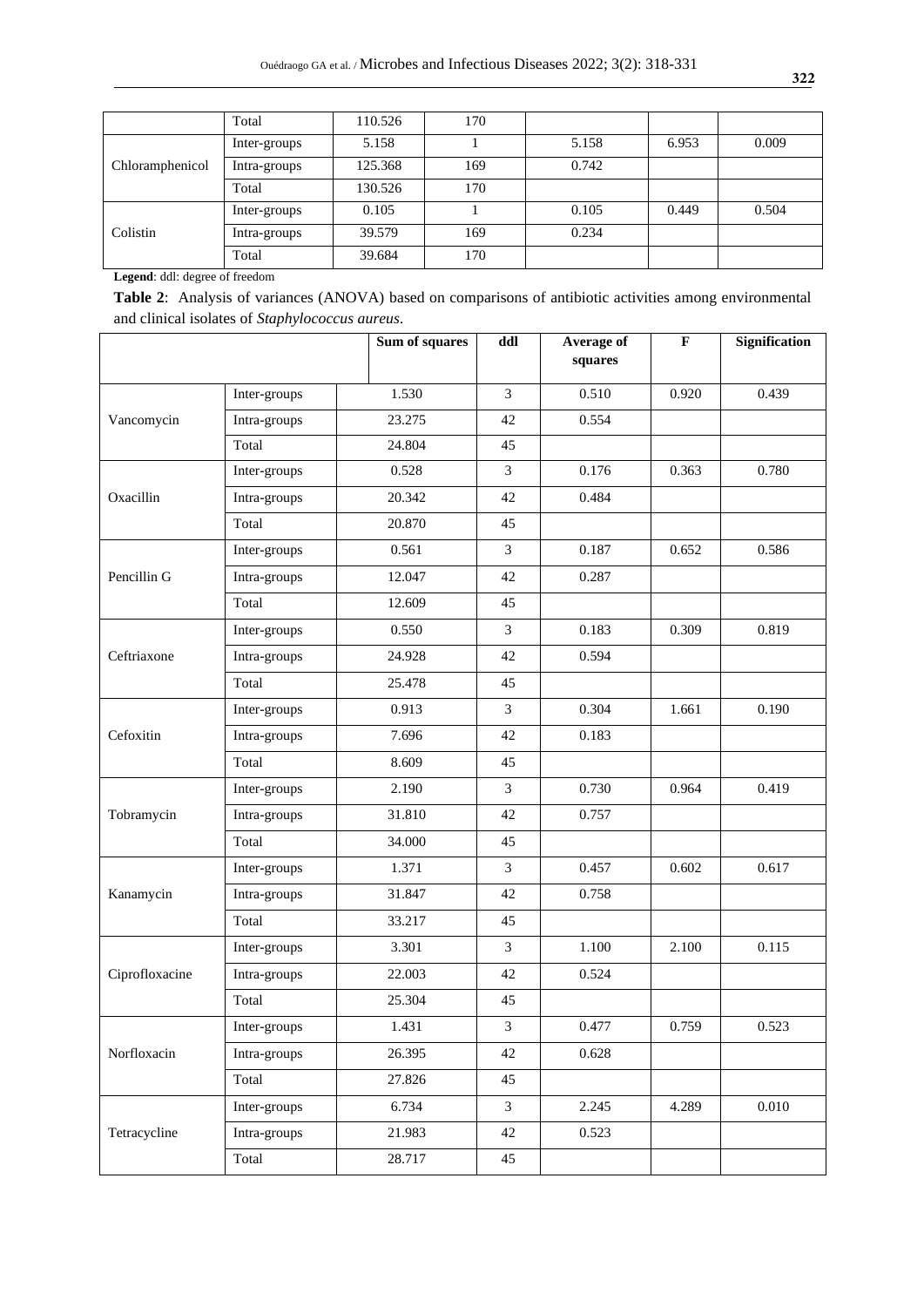| | | | | | | |
|---|---|---|---|---|---|---|
| | Total | 110.526 | 170 | | | |
| Chloramphenicol | Inter-groups | 5.158 | 1 | 5.158 | 6.953 | 0.009 |
| | Intra-groups | 125.368 | 169 | 0.742 | | |
| | Total | 130.526 | 170 | | | |
| Colistin | Inter-groups | 0.105 | 1 | 0.105 | 0.449 | 0.504 |
| | Intra-groups | 39.579 | 169 | 0.234 | | |
| | Total | 39.684 | 170 | | | |

**Legend**: ddl: degree of freedom

**Table 2**: Analysis of variances (ANOVA) based on comparisons of antibiotic activities among environmental and clinical isolates of *Staphylococcus aureus*.

| | | Sum of squares | ddl | Average of squares | F | Signification |
|---|---|---|---|---|---|---|
| Vancomycin | Inter-groups | 1.530 | 3 | 0.510 | 0.920 | 0.439 |
| | Intra-groups | 23.275 | 42 | 0.554 | | |
| | Total | 24.804 | 45 | | | |
| Oxacillin | Inter-groups | 0.528 | 3 | 0.176 | 0.363 | 0.780 |
| | Intra-groups | 20.342 | 42 | 0.484 | | |
| | Total | 20.870 | 45 | | | |
| Pencillin G | Inter-groups | 0.561 | 3 | 0.187 | 0.652 | 0.586 |
| | Intra-groups | 12.047 | 42 | 0.287 | | |
| | Total | 12.609 | 45 | | | |
| Ceftriaxone | Inter-groups | 0.550 | 3 | 0.183 | 0.309 | 0.819 |
| | Intra-groups | 24.928 | 42 | 0.594 | | |
| | Total | 25.478 | 45 | | | |
| Cefoxitin | Inter-groups | 0.913 | 3 | 0.304 | 1.661 | 0.190 |
| | Intra-groups | 7.696 | 42 | 0.183 | | |
| | Total | 8.609 | 45 | | | |
| Tobramycin | Inter-groups | 2.190 | 3 | 0.730 | 0.964 | 0.419 |
| | Intra-groups | 31.810 | 42 | 0.757 | | |
| | Total | 34.000 | 45 | | | |
| Kanamycin | Inter-groups | 1.371 | 3 | 0.457 | 0.602 | 0.617 |
| | Intra-groups | 31.847 | 42 | 0.758 | | |
| | Total | 33.217 | 45 | | | |
| Ciprofloxacine | Inter-groups | 3.301 | 3 | 1.100 | 2.100 | 0.115 |
| | Intra-groups | 22.003 | 42 | 0.524 | | |
| | Total | 25.304 | 45 | | | |
| Norfloxacin | Inter-groups | 1.431 | 3 | 0.477 | 0.759 | 0.523 |
| | Intra-groups | 26.395 | 42 | 0.628 | | |
| | Total | 27.826 | 45 | | | |
| Tetracycline | Inter-groups | 6.734 | 3 | 2.245 | 4.289 | 0.010 |
| | Intra-groups | 21.983 | 42 | 0.523 | | |
| | Total | 28.717 | 45 | | | |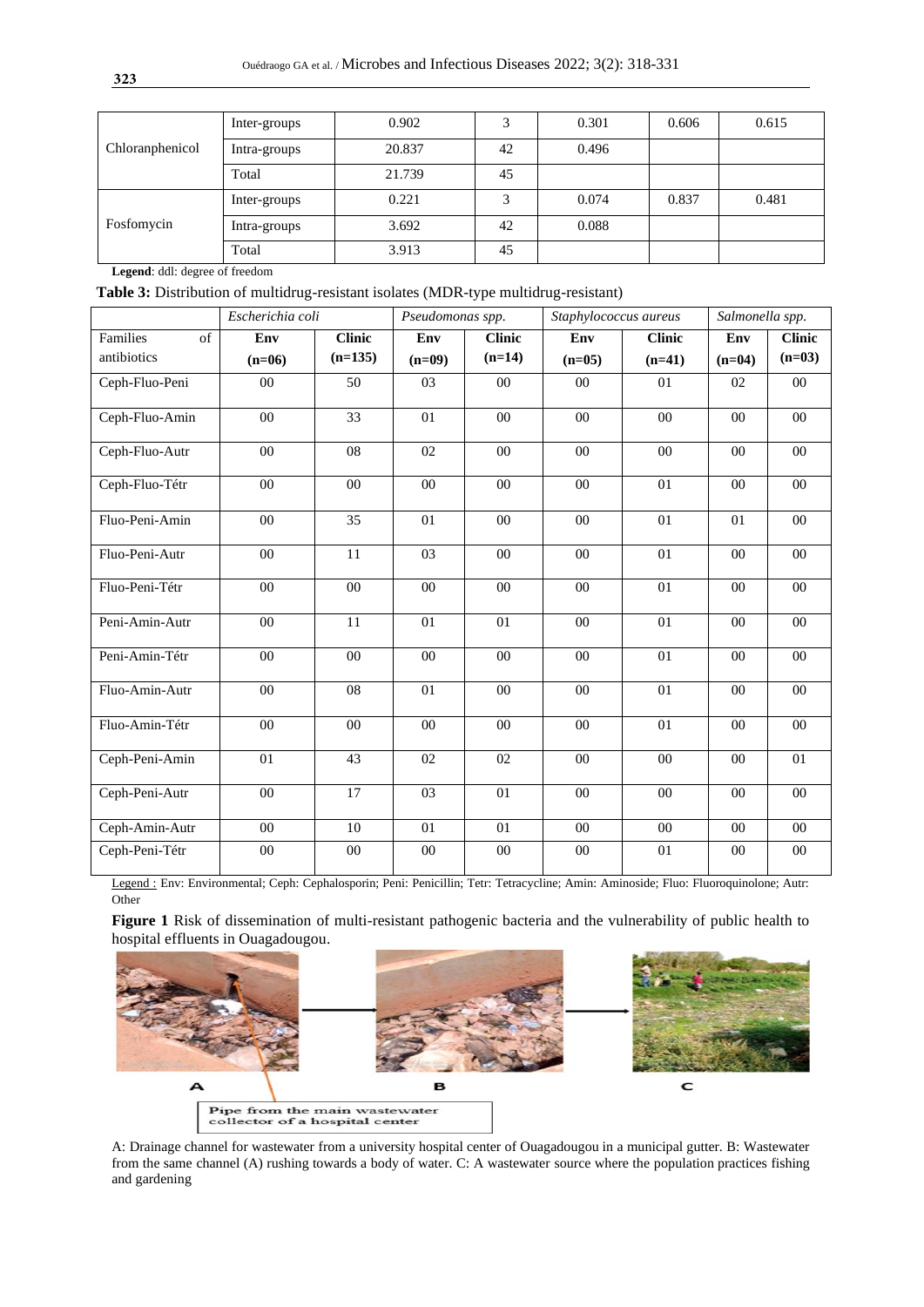| | | | | | | |
|---|---|---|---|---|---|---|
| Chloranphenicol | Inter-groups | 0.902 | 3 | 0.301 | 0.606 | 0.615 |
| | Intra-groups | 20.837 | 42 | 0.496 | | |
| | Total | 21.739 | 45 | | | |
| Fosfomycin | Inter-groups | 0.221 | 3 | 0.074 | 0.837 | 0.481 |
| | Intra-groups | 3.692 | 42 | 0.088 | | |
| | Total | 3.913 | 45 | | | |

**Legend**: ddl: degree of freedom

**Table 3:** Distribution of multidrug-resistant isolates (MDR-type multidrug-resistant)

| | *Escherichia coli* | | *Pseudomonas spp.* | | *Staphylococcus aureus* | | *Salmonella spp.* | |
|---|---|---|---|---|---|---|---|---|
| Families of antibiotics | **Env (n=06)** | **Clinic (n=135)** | **Env (n=09)** | **Clinic (n=14)** | **Env (n=05)** | **Clinic (n=41)** | **Env (n=04)** | **Clinic (n=03)** |
| Ceph-Fluo-Peni | 00 | 50 | 03 | 00 | 00 | 01 | 02 | 00 |
| Ceph-Fluo-Amin | 00 | 33 | 01 | 00 | 00 | 00 | 00 | 00 |
| Ceph-Fluo-Autr | 00 | 08 | 02 | 00 | 00 | 00 | 00 | 00 |
| Ceph-Fluo-Tétr | 00 | 00 | 00 | 00 | 00 | 01 | 00 | 00 |
| Fluo-Peni-Amin | 00 | 35 | 01 | 00 | 00 | 01 | 01 | 00 |
| Fluo-Peni-Autr | 00 | 11 | 03 | 00 | 00 | 01 | 00 | 00 |
| Fluo-Peni-Tétr | 00 | 00 | 00 | 00 | 00 | 01 | 00 | 00 |
| Peni-Amin-Autr | 00 | 11 | 01 | 01 | 00 | 01 | 00 | 00 |
| Peni-Amin-Tétr | 00 | 00 | 00 | 00 | 00 | 01 | 00 | 00 |
| Fluo-Amin-Autr | 00 | 08 | 01 | 00 | 00 | 01 | 00 | 00 |
| Fluo-Amin-Tétr | 00 | 00 | 00 | 00 | 00 | 01 | 00 | 00 |
| Ceph-Peni-Amin | 01 | 43 | 02 | 02 | 00 | 00 | 00 | 01 |
| Ceph-Peni-Autr | 00 | 17 | 03 | 01 | 00 | 00 | 00 | 00 |
| Ceph-Amin-Autr | 00 | 10 | 01 | 01 | 00 | 00 | 00 | 00 |
| Ceph-Peni-Tétr | 00 | 00 | 00 | 00 | 00 | 01 | 00 | 00 |

Legend : Env: Environmental; Ceph: Cephalosporin; Peni: Penicillin; Tetr: Tetracycline; Amin: Aminoside; Fluo: Fluoroquinolone; Autr: Other

**Figure 1** Risk of dissemination of multi-resistant pathogenic bacteria and the vulnerability of public health to hospital effluents in Ouagadougou.

A: Drainage channel for wastewater from a university hospital center of Ouagadougou in a municipal gutter. B: Wastewater from the same channel (A) rushing towards a body of water. C: A wastewater source where the population practices fishing and gardening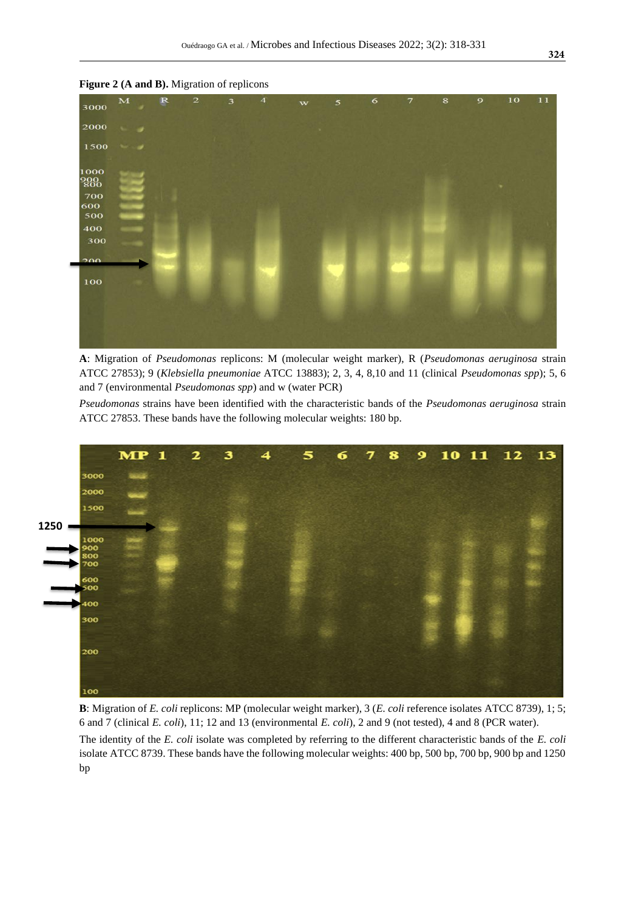**Figure 2 (A and B).** Migration of replicons

**A**: Migration of *Pseudomonas* replicons: M (molecular weight marker), R (*Pseudomonas aeruginosa* strain ATCC 27853); 9 (*Klebsiella pneumoniae* ATCC 13883); 2, 3, 4, 8,10 and 11 (clinical *Pseudomonas spp*); 5, 6 and 7 (environmental *Pseudomonas spp*) and w (water PCR)

*Pseudomonas* strains have been identified with the characteristic bands of the *Pseudomonas aeruginosa* strain ATCC 27853. These bands have the following molecular weights: 180 bp.

**B**: Migration of *E. coli* replicons: MP (molecular weight marker), 3 (*E. coli* reference isolates ATCC 8739), 1; 5; 6 and 7 (clinical *E. coli*), 11; 12 and 13 (environmental *E. coli*), 2 and 9 (not tested), 4 and 8 (PCR water).

The identity of the *E. coli* isolate was completed by referring to the different characteristic bands of the *E. coli* isolate ATCC 8739. These bands have the following molecular weights: 400 bp, 500 bp, 700 bp, 900 bp and 1250 bp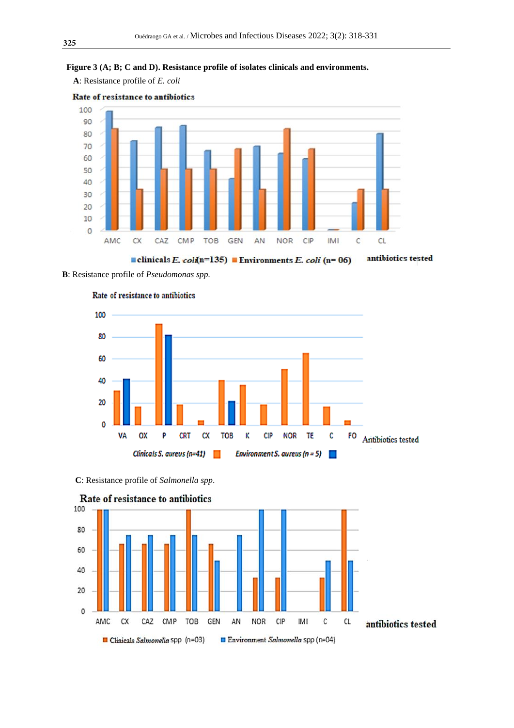**Figure 3 (A; B; C and D). Resistance profile of isolates clinicals and environments.**

**A**: Resistance profile of *E. coli*

**B**: Resistance profile of *Pseudomonas spp.*

**C**: Resistance profile of *Salmonella spp*.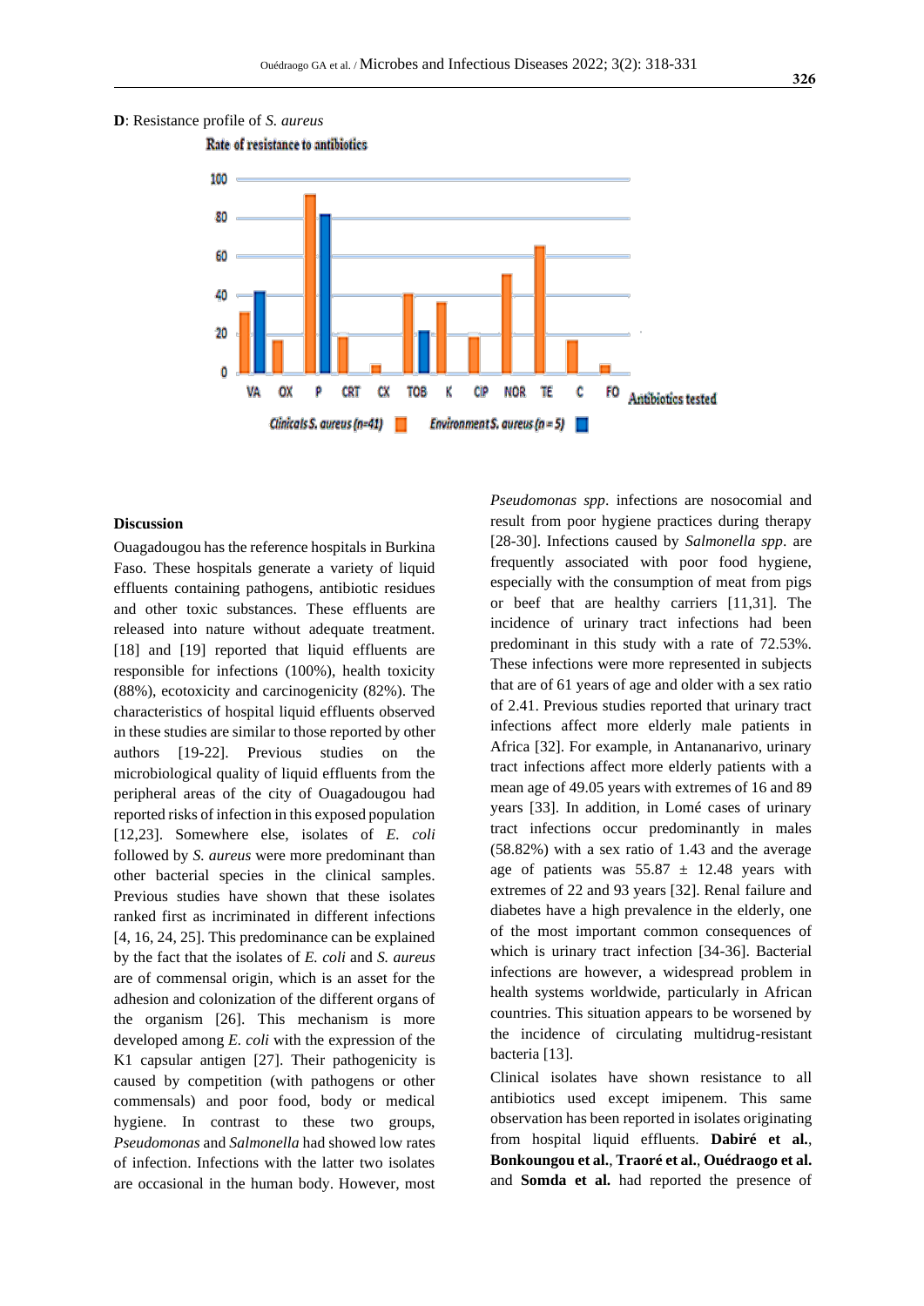**D**: Resistance profile of *S. aureus*

Rate of resistance to antibiotics

Antibiotics tested: VA, OX, P, CRT, CX, TOB, K, CIP, NOR, TE, C, FO

Clinicals *S. aureus* (n=41) — Environment *S. aureus* (n = 5)

## Discussion

Ouagadougou has the reference hospitals in Burkina Faso. These hospitals generate a variety of liquid effluents containing pathogens, antibiotic residues and other toxic substances. These effluents are released into nature without adequate treatment. [18] and [19] reported that liquid effluents are responsible for infections (100%), health toxicity (88%), ecotoxicity and carcinogenicity (82%). The characteristics of hospital liquid effluents observed in these studies are similar to those reported by other authors [19-22]. Previous studies on the microbiological quality of liquid effluents from the peripheral areas of the city of Ouagadougou had reported risks of infection in this exposed population [12,23]. Somewhere else, isolates of *E. coli* followed by *S. aureus* were more predominant than other bacterial species in the clinical samples. Previous studies have shown that these isolates ranked first as incriminated in different infections [4, 16, 24, 25]. This predominance can be explained by the fact that the isolates of *E. coli* and *S. aureus* are of commensal origin, which is an asset for the adhesion and colonization of the different organs of the organism [26]. This mechanism is more developed among *E. coli* with the expression of the K1 capsular antigen [27]. Their pathogenicity is caused by competition (with pathogens or other commensals) and poor food, body or medical hygiene. In contrast to these two groups, *Pseudomonas* and *Salmonella* had showed low rates of infection. Infections with the latter two isolates are occasional in the human body. However, most *Pseudomonas spp*. infections are nosocomial and result from poor hygiene practices during therapy [28-30]. Infections caused by *Salmonella spp*. are frequently associated with poor food hygiene, especially with the consumption of meat from pigs or beef that are healthy carriers [11,31]. The incidence of urinary tract infections had been predominant in this study with a rate of 72.53%. These infections were more represented in subjects that are of 61 years of age and older with a sex ratio of 2.41. Previous studies reported that urinary tract infections affect more elderly male patients in Africa [32]. For example, in Antananarivo, urinary tract infections affect more elderly patients with a mean age of 49.05 years with extremes of 16 and 89 years [33]. In addition, in Lomé cases of urinary tract infections occur predominantly in males (58.82%) with a sex ratio of 1.43 and the average age of patients was 55.87 ± 12.48 years with extremes of 22 and 93 years [32]. Renal failure and diabetes have a high prevalence in the elderly, one of the most important common consequences of which is urinary tract infection [34-36]. Bacterial infections are however, a widespread problem in health systems worldwide, particularly in African countries. This situation appears to be worsened by the incidence of circulating multidrug-resistant bacteria [13].

Clinical isolates have shown resistance to all antibiotics used except imipenem. This same observation has been reported in isolates originating from hospital liquid effluents. **Dabiré et al.**, **Bonkoungou et al.**, **Traoré et al.**, **Ouédraogo et al.** and **Somda et al.** had reported the presence of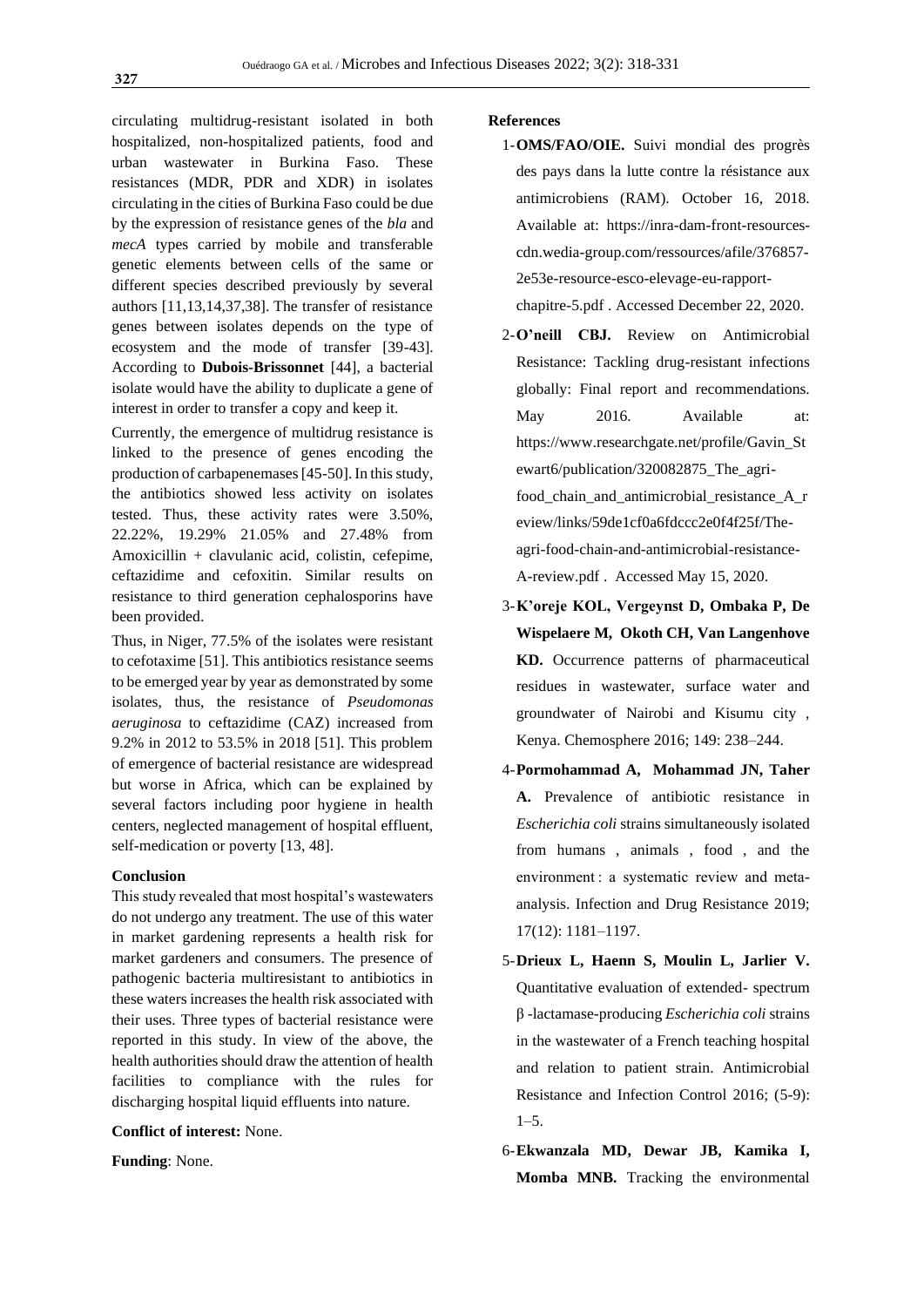circulating multidrug-resistant isolated in both hospitalized, non-hospitalized patients, food and urban wastewater in Burkina Faso. These resistances (MDR, PDR and XDR) in isolates circulating in the cities of Burkina Faso could be due by the expression of resistance genes of the *bla* and *mecA* types carried by mobile and transferable genetic elements between cells of the same or different species described previously by several authors [11,13,14,37,38]. The transfer of resistance genes between isolates depends on the type of ecosystem and the mode of transfer [39-43]. According to **Dubois-Brissonnet** [44], a bacterial isolate would have the ability to duplicate a gene of interest in order to transfer a copy and keep it.

Currently, the emergence of multidrug resistance is linked to the presence of genes encoding the production of carbapenemases [45-50]. In this study, the antibiotics showed less activity on isolates tested. Thus, these activity rates were 3.50%, 22.22%, 19.29% 21.05% and 27.48% from Amoxicillin + clavulanic acid, colistin, cefepime, ceftazidime and cefoxitin. Similar results on resistance to third generation cephalosporins have been provided.

Thus, in Niger, 77.5% of the isolates were resistant to cefotaxime [51]. This antibiotics resistance seems to be emerged year by year as demonstrated by some isolates, thus, the resistance of *Pseudomonas aeruginosa* to ceftazidime (CAZ) increased from 9.2% in 2012 to 53.5% in 2018 [51]. This problem of emergence of bacterial resistance are widespread but worse in Africa, which can be explained by several factors including poor hygiene in health centers, neglected management of hospital effluent, self-medication or poverty [13, 48].

## Conclusion

This study revealed that most hospital's wastewaters do not undergo any treatment. The use of this water in market gardening represents a health risk for market gardeners and consumers. The presence of pathogenic bacteria multiresistant to antibiotics in these waters increases the health risk associated with their uses. Three types of bacterial resistance were reported in this study. In view of the above, the health authorities should draw the attention of health facilities to compliance with the rules for discharging hospital liquid effluents into nature.

**Conflict of interest:** None.

**Funding**: None.

## References

1- **OMS/FAO/OIE.** Suivi mondial des progrès des pays dans la lutte contre la résistance aux antimicrobiens (RAM). October 16, 2018. Available at: https://inra-dam-front-resources-cdn.wedia-group.com/ressources/afile/376857-2e53e-resource-esco-elevage-eu-rapport-chapitre-5.pdf . Accessed December 22, 2020.

2- **O'neill CBJ.** Review on Antimicrobial Resistance: Tackling drug-resistant infections globally: Final report and recommendations. May 2016. Available at: https://www.researchgate.net/profile/Gavin_Stewart6/publication/320082875_The_agri-food_chain_and_antimicrobial_resistance_A_review/links/59de1cf0a6fdccc2e0f4f25f/The-agri-food-chain-and-antimicrobial-resistance-A-review.pdf . Accessed May 15, 2020.

3- **K'oreje KOL, Vergeynst D, Ombaka P, De Wispelaere M, Okoth CH, Van Langenhove KD.** Occurrence patterns of pharmaceutical residues in wastewater, surface water and groundwater of Nairobi and Kisumu city , Kenya. Chemosphere 2016; 149: 238–244.

4- **Pormohammad A, Mohammad JN, Taher A.** Prevalence of antibiotic resistance in *Escherichia coli* strains simultaneously isolated from humans , animals , food , and the environment : a systematic review and meta-analysis. Infection and Drug Resistance 2019; 17(12): 1181–1197.

5- **Drieux L, Haenn S, Moulin L, Jarlier V.** Quantitative evaluation of extended- spectrum β -lactamase-producing *Escherichia coli* strains in the wastewater of a French teaching hospital and relation to patient strain. Antimicrobial Resistance and Infection Control 2016; (5-9): 1–5.

6- **Ekwanzala MD, Dewar JB, Kamika I, Momba MNB.** Tracking the environmental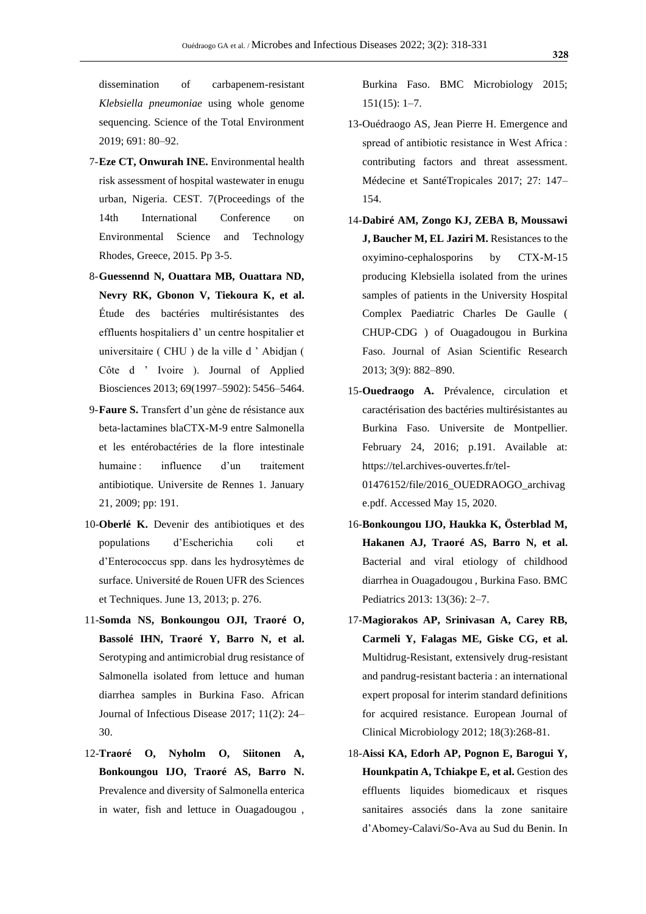dissemination of carbapenem-resistant *Klebsiella pneumoniae* using whole genome sequencing. Science of the Total Environment 2019; 691: 80–92.

7-**Eze CT, Onwurah INE.** Environmental health risk assessment of hospital wastewater in enugu urban, Nigeria. CEST. 7(Proceedings of the 14th International Conference on Environmental Science and Technology Rhodes, Greece, 2015. Pp 3-5.

8-**Guessennd N, Ouattara MB, Ouattara ND, Nevry RK, Gbonon V, Tiekoura K, et al.** Étude des bactéries multirésistantes des effluents hospitaliers d' un centre hospitalier et universitaire ( CHU ) de la ville d ' Abidjan ( Côte d ' Ivoire ). Journal of Applied Biosciences 2013; 69(1997–5902): 5456–5464.

9-**Faure S.** Transfert d'un gène de résistance aux beta-lactamines blaCTX-M-9 entre Salmonella et les entérobactéries de la flore intestinale humaine : influence d'un traitement antibiotique. Universite de Rennes 1. January 21, 2009; pp: 191.

10-**Oberlé K.** Devenir des antibiotiques et des populations d'Escherichia coli et d'Enterococcus spp. dans les hydrosytèmes de surface. Université de Rouen UFR des Sciences et Techniques. June 13, 2013; p. 276.

11-**Somda NS, Bonkoungou OJI, Traoré O, Bassolé IHN, Traoré Y, Barro N, et al.** Serotyping and antimicrobial drug resistance of Salmonella isolated from lettuce and human diarrhea samples in Burkina Faso. African Journal of Infectious Disease 2017; 11(2): 24–30.

12-**Traoré O, Nyholm O, Siitonen A, Bonkoungou IJO, Traoré AS, Barro N.** Prevalence and diversity of Salmonella enterica in water, fish and lettuce in Ouagadougou , Burkina Faso. BMC Microbiology 2015; 151(15): 1–7.

13-Ouédraogo AS, Jean Pierre H. Emergence and spread of antibiotic resistance in West Africa : contributing factors and threat assessment. Médecine et SantéTropicales 2017; 27: 147–154.

14-**Dabiré AM, Zongo KJ, ZEBA B, Moussawi J, Baucher M, EL Jaziri M.** Resistances to the oxyimino-cephalosporins by CTX-M-15 producing Klebsiella isolated from the urines samples of patients in the University Hospital Complex Paediatric Charles De Gaulle ( CHUP-CDG ) of Ouagadougou in Burkina Faso. Journal of Asian Scientific Research 2013; 3(9): 882–890.

15-**Ouedraogo A.** Prévalence, circulation et caractérisation des bactéries multirésistantes au Burkina Faso. Universite de Montpellier. February 24, 2016; p.191. Available at: https://tel.archives-ouvertes.fr/tel-01476152/file/2016_OUEDRAOGO_archivage.pdf. Accessed May 15, 2020.

16-**Bonkoungou IJO, Haukka K, Österblad M, Hakanen AJ, Traoré AS, Barro N, et al.** Bacterial and viral etiology of childhood diarrhea in Ouagadougou , Burkina Faso. BMC Pediatrics 2013: 13(36): 2–7.

17-**Magiorakos AP, Srinivasan A, Carey RB, Carmeli Y, Falagas ME, Giske CG, et al.** Multidrug-Resistant, extensively drug-resistant and pandrug-resistant bacteria : an international expert proposal for interim standard definitions for acquired resistance. European Journal of Clinical Microbiology 2012; 18(3):268-81.

18-**Aissi KA, Edorh AP, Pognon E, Barogui Y, Hounkpatin A, Tchiakpe E, et al.** Gestion des effluents liquides biomedicaux et risques sanitaires associés dans la zone sanitaire d'Abomey-Calavi/So-Ava au Sud du Benin. In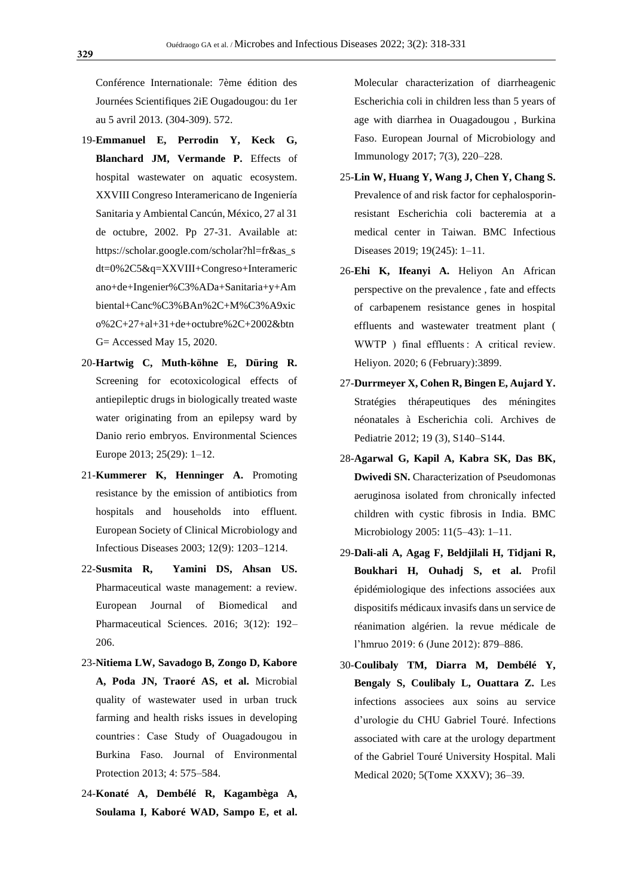Conférence Internationale: 7ème édition des Journées Scientifiques 2iE Ougadougou: du 1er au 5 avril 2013. (304-309). 572.

19-**Emmanuel E, Perrodin Y, Keck G, Blanchard JM, Vermande P.** Effects of hospital wastewater on aquatic ecosystem. XXVIII Congreso Interamericano de Ingeniería Sanitaria y Ambiental Cancún, México, 27 al 31 de octubre, 2002. Pp 27-31. Available at: https://scholar.google.com/scholar?hl=fr&as_sdt=0%2C5&q=XXVIII+Congreso+Interamericano+de+Ingenier%C3%ADa+Sanitaria+y+Ambiental+Canc%C3%BAn%2C+M%C3%A9xico%2C+27+al+31+de+octubre%2C+2002&btnG= Accessed May 15, 2020.

20-**Hartwig C, Muth-köhne E, Düring R.** Screening for ecotoxicological effects of antiepileptic drugs in biologically treated waste water originating from an epilepsy ward by Danio rerio embryos. Environmental Sciences Europe 2013; 25(29): 1–12.

21-**Kummerer K, Henninger A.** Promoting resistance by the emission of antibiotics from hospitals and households into effluent. European Society of Clinical Microbiology and Infectious Diseases 2003; 12(9): 1203–1214.

22-**Susmita R, Yamini DS, Ahsan US.** Pharmaceutical waste management: a review. European Journal of Biomedical and Pharmaceutical Sciences. 2016; 3(12): 192–206.

23-**Nitiema LW, Savadogo B, Zongo D, Kabore A, Poda JN, Traoré AS, et al.** Microbial quality of wastewater used in urban truck farming and health risks issues in developing countries : Case Study of Ouagadougou in Burkina Faso. Journal of Environmental Protection 2013; 4: 575–584.

24-**Konaté A, Dembélé R, Kagambèga A, Soulama I, Kaboré WAD, Sampo E, et al.** Molecular characterization of diarrheagenic Escherichia coli in children less than 5 years of age with diarrhea in Ouagadougou , Burkina Faso. European Journal of Microbiology and Immunology 2017; 7(3), 220–228.

25-**Lin W, Huang Y, Wang J, Chen Y, Chang S.** Prevalence of and risk factor for cephalosporin-resistant Escherichia coli bacteremia at a medical center in Taiwan. BMC Infectious Diseases 2019; 19(245): 1–11.

26-**Ehi K, Ifeanyi A.** Heliyon An African perspective on the prevalence , fate and effects of carbapenem resistance genes in hospital effluents and wastewater treatment plant ( WWTP ) final effluents : A critical review. Heliyon. 2020; 6 (February):3899.

27-**Durrmeyer X, Cohen R, Bingen E, Aujard Y.** Stratégies thérapeutiques des méningites néonatales à Escherichia coli. Archives de Pediatrie 2012; 19 (3), S140–S144.

28-**Agarwal G, Kapil A, Kabra SK, Das BK, Dwivedi SN.** Characterization of Pseudomonas aeruginosa isolated from chronically infected children with cystic fibrosis in India. BMC Microbiology 2005: 11(5–43): 1–11.

29-**Dali-ali A, Agag F, Beldjilali H, Tidjani R, Boukhari H, Ouhadj S, et al.** Profil épidémiologique des infections associées aux dispositifs médicaux invasifs dans un service de réanimation algérien. la revue médicale de l'hmruo 2019: 6 (June 2012): 879–886.

30-**Coulibaly TM, Diarra M, Dembélé Y, Bengaly S, Coulibaly L, Ouattara Z.** Les infections associees aux soins au service d'urologie du CHU Gabriel Touré. Infections associated with care at the urology department of the Gabriel Touré University Hospital. Mali Medical 2020; 5(Tome XXXV); 36–39.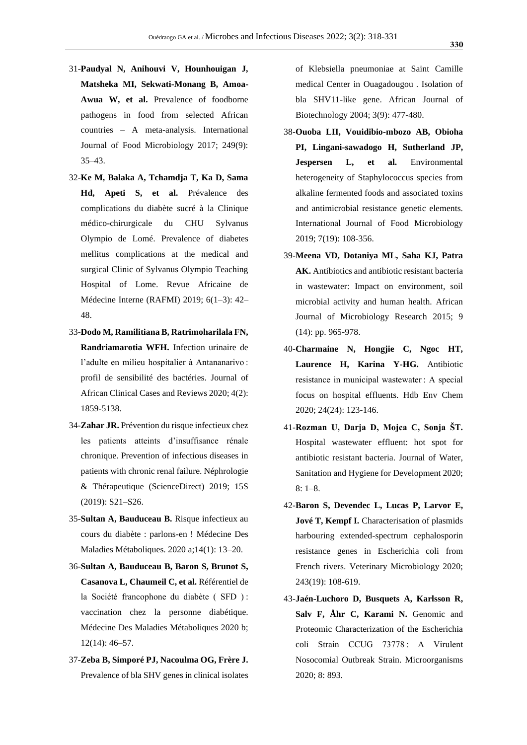31-**Paudyal N, Anihouvi V, Hounhouigan J, Matsheka MI, Sekwati-Monang B, Amoa-Awua W, et al.** Prevalence of foodborne pathogens in food from selected African countries – A meta-analysis. International Journal of Food Microbiology 2017; 249(9): 35–43.

32-**Ke M, Balaka A, Tchamdja T, Ka D, Sama Hd, Apeti S, et al.** Prévalence des complications du diabète sucré à la Clinique médico-chirurgicale du CHU Sylvanus Olympio de Lomé. Prevalence of diabetes mellitus complications at the medical and surgical Clinic of Sylvanus Olympio Teaching Hospital of Lome. Revue Africaine de Médecine Interne (RAFMI) 2019; 6(1–3): 42–48.

33-**Dodo M, Ramilitiana B, Ratrimoharilala FN, Randriamarotia WFH.** Infection urinaire de l'adulte en milieu hospitalier à Antananarivo : profil de sensibilité des bactéries. Journal of African Clinical Cases and Reviews 2020; 4(2): 1859-5138.

34-**Zahar JR.** Prévention du risque infectieux chez les patients atteints d'insuffisance rénale chronique. Prevention of infectious diseases in patients with chronic renal failure. Néphrologie & Thérapeutique (ScienceDirect) 2019; 15S (2019): S21–S26.

35-**Sultan A, Bauduceau B.** Risque infectieux au cours du diabète : parlons-en ! Médecine Des Maladies Métaboliques. 2020 a;14(1): 13–20.

36-**Sultan A, Bauduceau B, Baron S, Brunot S, Casanova L, Chaumeil C, et al.** Référentiel de la Société francophone du diabète ( SFD ) : vaccination chez la personne diabétique. Médecine Des Maladies Métaboliques 2020 b; 12(14): 46–57.

37-**Zeba B, Simporé PJ, Nacoulma OG, Frère J.** Prevalence of bla SHV genes in clinical isolates of Klebsiella pneumoniae at Saint Camille medical Center in Ouagadougou . Isolation of bla SHV11-like gene. African Journal of Biotechnology 2004; 3(9): 477-480.

38-**Ouoba LII, Vouidibio-mbozo AB, Obioha PI, Lingani-sawadogo H, Sutherland JP, Jespersen L, et al.** Environmental heterogeneity of Staphylococcus species from alkaline fermented foods and associated toxins and antimicrobial resistance genetic elements. International Journal of Food Microbiology 2019; 7(19): 108-356.

39-**Meena VD, Dotaniya ML, Saha KJ, Patra AK.** Antibiotics and antibiotic resistant bacteria in wastewater: Impact on environment, soil microbial activity and human health. African Journal of Microbiology Research 2015; 9 (14): pp. 965-978.

40-**Charmaine N, Hongjie C, Ngoc HT, Laurence H, Karina Y-HG.** Antibiotic resistance in municipal wastewater : A special focus on hospital effluents. Hdb Env Chem 2020; 24(24): 123-146.

41-**Rozman U, Darja D, Mojca C, Sonja ŠT.** Hospital wastewater effluent: hot spot for antibiotic resistant bacteria. Journal of Water, Sanitation and Hygiene for Development 2020; 8: 1–8.

42-**Baron S, Devendec L, Lucas P, Larvor E, Jové T, Kempf I.** Characterisation of plasmids harbouring extended-spectrum cephalosporin resistance genes in Escherichia coli from French rivers. Veterinary Microbiology 2020; 243(19): 108-619.

43-**Jaén-Luchoro D, Busquets A, Karlsson R, Salv F, Åhr C, Karami N.** Genomic and Proteomic Characterization of the Escherichia coli Strain CCUG 73778 : A Virulent Nosocomial Outbreak Strain. Microorganisms 2020; 8: 893.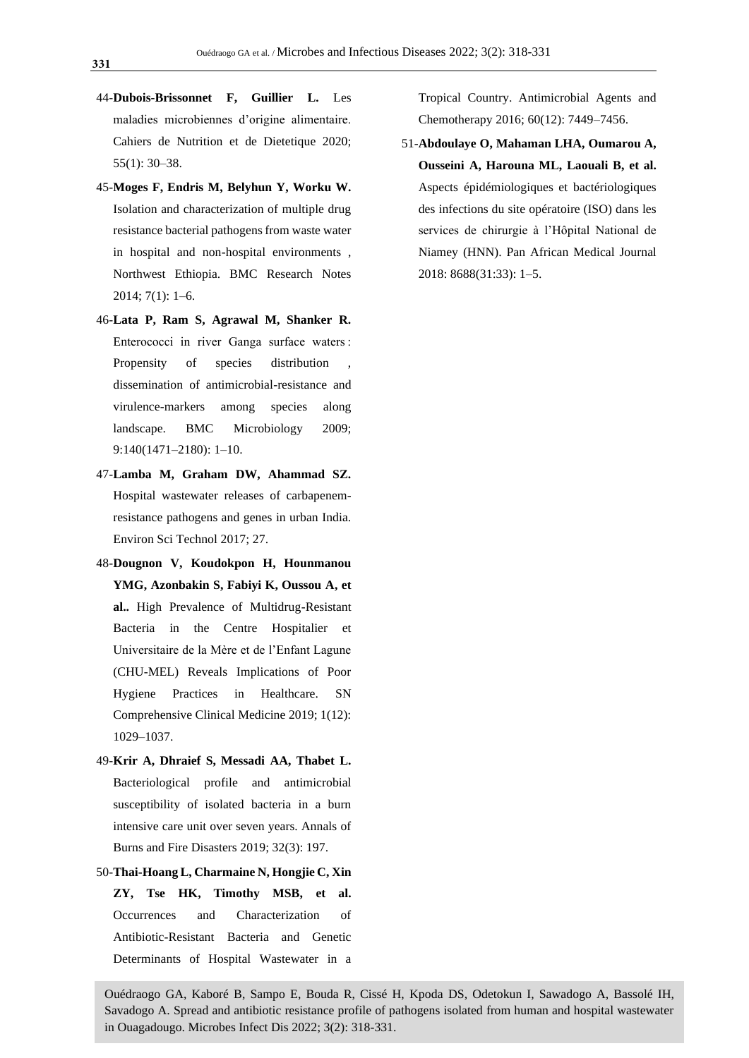44-**Dubois-Brissonnet F, Guillier L.** Les maladies microbiennes d'origine alimentaire. Cahiers de Nutrition et de Dietetique 2020; 55(1): 30–38.

45-**Moges F, Endris M, Belyhun Y, Worku W.** Isolation and characterization of multiple drug resistance bacterial pathogens from waste water in hospital and non-hospital environments , Northwest Ethiopia. BMC Research Notes 2014; 7(1): 1–6.

46-**Lata P, Ram S, Agrawal M, Shanker R.** Enterococci in river Ganga surface waters : Propensity of species distribution , dissemination of antimicrobial-resistance and virulence-markers among species along landscape. BMC Microbiology 2009; 9:140(1471–2180): 1–10.

47-**Lamba M, Graham DW, Ahammad SZ.** Hospital wastewater releases of carbapenem-resistance pathogens and genes in urban India. Environ Sci Technol 2017; 27.

48-**Dougnon V, Koudokpon H, Hounmanou YMG, Azonbakin S, Fabiyi K, Oussou A, et al..** High Prevalence of Multidrug-Resistant Bacteria in the Centre Hospitalier et Universitaire de la Mère et de l'Enfant Lagune (CHU-MEL) Reveals Implications of Poor Hygiene Practices in Healthcare. SN Comprehensive Clinical Medicine 2019; 1(12): 1029–1037.

49-**Krir A, Dhraief S, Messadi AA, Thabet L.** Bacteriological profile and antimicrobial susceptibility of isolated bacteria in a burn intensive care unit over seven years. Annals of Burns and Fire Disasters 2019; 32(3): 197.

50-**Thai-Hoang L, Charmaine N, Hongjie C, Xin ZY, Tse HK, Timothy MSB, et al.** Occurrences and Characterization of Antibiotic-Resistant Bacteria and Genetic Determinants of Hospital Wastewater in a Tropical Country. Antimicrobial Agents and Chemotherapy 2016; 60(12): 7449–7456.

51-**Abdoulaye O, Mahaman LHA, Oumarou A, Ousseini A, Harouna ML, Laouali B, et al.** Aspects épidémiologiques et bactériologiques des infections du site opératoire (ISO) dans les services de chirurgie à l'Hôpital National de Niamey (HNN). Pan African Medical Journal 2018: 8688(31:33): 1–5.

Ouédraogo GA, Kaboré B, Sampo E, Bouda R, Cissé H, Kpoda DS, Odetokun I, Sawadogo A, Bassolé IH, Savadogo A. Spread and antibiotic resistance profile of pathogens isolated from human and hospital wastewater in Ouagadougo. Microbes Infect Dis 2022; 3(2): 318-331.